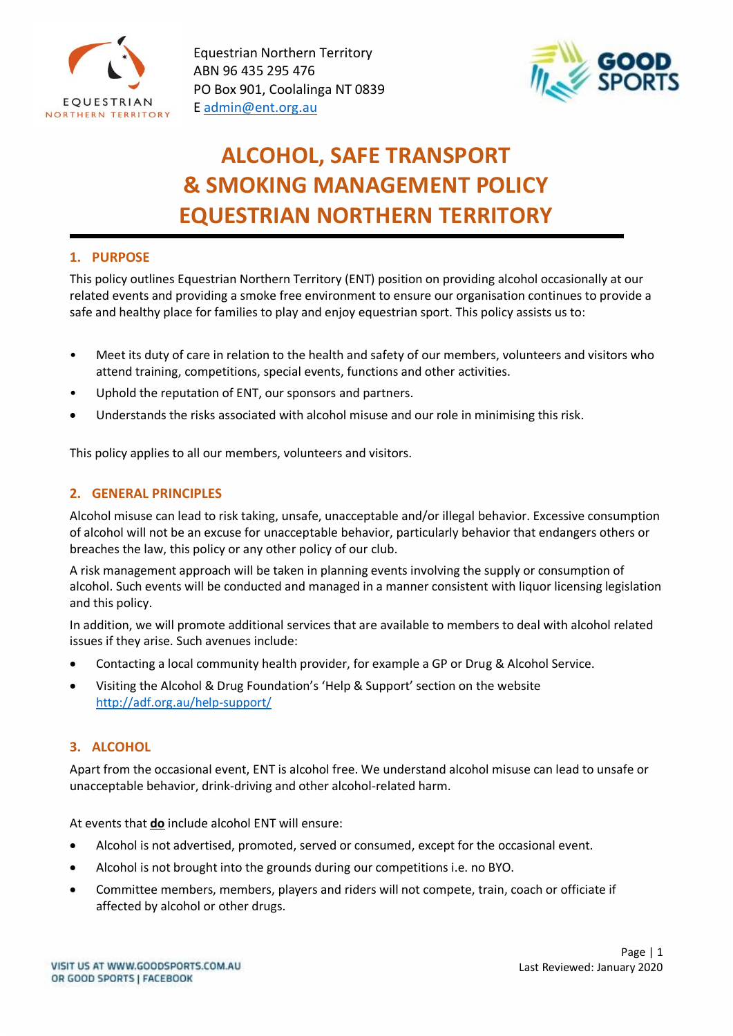Equestrian Northern Territory
ABN 96 435 295 476
PO Box 901, Coolalinga NT 0839
E admin@ent.org.au

# ALCOHOL, SAFE TRANSPORT & SMOKING MANAGEMENT POLICY EQUESTRIAN NORTHERN TERRITORY

## 1. PURPOSE

This policy outlines Equestrian Northern Territory (ENT) position on providing alcohol occasionally at our related events and providing a smoke free environment to ensure our organisation continues to provide a safe and healthy place for families to play and enjoy equestrian sport. This policy assists us to:

- Meet its duty of care in relation to the health and safety of our members, volunteers and visitors who attend training, competitions, special events, functions and other activities.
- Uphold the reputation of ENT, our sponsors and partners.
- Understands the risks associated with alcohol misuse and our role in minimising this risk.

This policy applies to all our members, volunteers and visitors.

## 2. GENERAL PRINCIPLES

Alcohol misuse can lead to risk taking, unsafe, unacceptable and/or illegal behavior. Excessive consumption of alcohol will not be an excuse for unacceptable behavior, particularly behavior that endangers others or breaches the law, this policy or any other policy of our club.

A risk management approach will be taken in planning events involving the supply or consumption of alcohol. Such events will be conducted and managed in a manner consistent with liquor licensing legislation and this policy.

In addition, we will promote additional services that are available to members to deal with alcohol related issues if they arise. Such avenues include:

- Contacting a local community health provider, for example a GP or Drug & Alcohol Service.
- Visiting the Alcohol & Drug Foundation's 'Help & Support' section on the website http://adf.org.au/help-support/

## 3. ALCOHOL

Apart from the occasional event, ENT is alcohol free. We understand alcohol misuse can lead to unsafe or unacceptable behavior, drink-driving and other alcohol-related harm.

At events that **do** include alcohol ENT will ensure:

- Alcohol is not advertised, promoted, served or consumed, except for the occasional event.
- Alcohol is not brought into the grounds during our competitions i.e. no BYO.
- Committee members, members, players and riders will not compete, train, coach or officiate if affected by alcohol or other drugs.

Last Reviewed: January 2020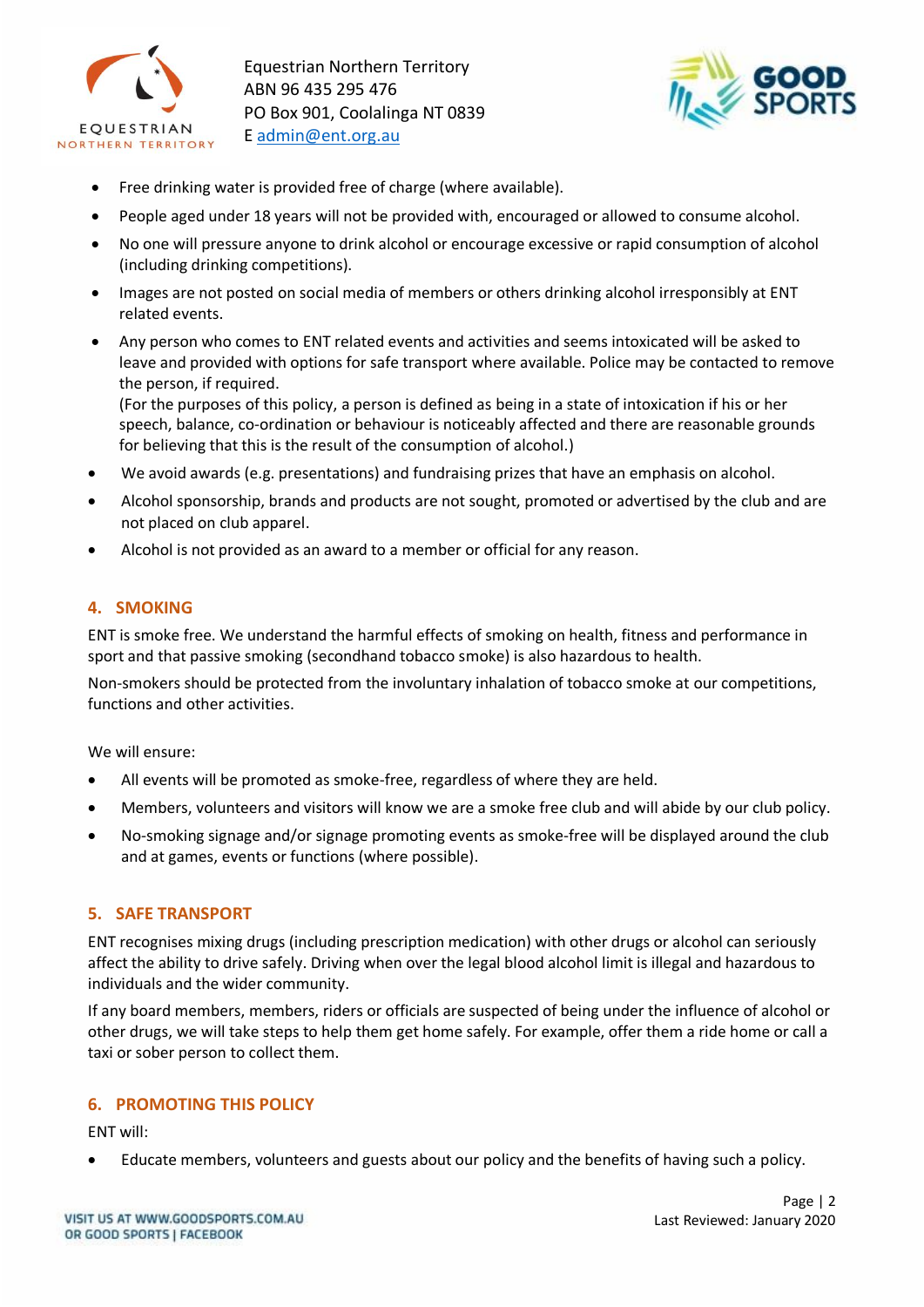- Free drinking water is provided free of charge (where available).
- People aged under 18 years will not be provided with, encouraged or allowed to consume alcohol.
- No one will pressure anyone to drink alcohol or encourage excessive or rapid consumption of alcohol (including drinking competitions).
- Images are not posted on social media of members or others drinking alcohol irresponsibly at ENT related events.
- Any person who comes to ENT related events and activities and seems intoxicated will be asked to leave and provided with options for safe transport where available. Police may be contacted to remove the person, if required.
  (For the purposes of this policy, a person is defined as being in a state of intoxication if his or her speech, balance, co-ordination or behaviour is noticeably affected and there are reasonable grounds for believing that this is the result of the consumption of alcohol.)
- We avoid awards (e.g. presentations) and fundraising prizes that have an emphasis on alcohol.
- Alcohol sponsorship, brands and products are not sought, promoted or advertised by the club and are not placed on club apparel.
- Alcohol is not provided as an award to a member or official for any reason.

## 4. SMOKING

ENT is smoke free. We understand the harmful effects of smoking on health, fitness and performance in sport and that passive smoking (secondhand tobacco smoke) is also hazardous to health.

Non-smokers should be protected from the involuntary inhalation of tobacco smoke at our competitions, functions and other activities.

We will ensure:

- All events will be promoted as smoke-free, regardless of where they are held.
- Members, volunteers and visitors will know we are a smoke free club and will abide by our club policy.
- No-smoking signage and/or signage promoting events as smoke-free will be displayed around the club and at games, events or functions (where possible).

## 5. SAFE TRANSPORT

ENT recognises mixing drugs (including prescription medication) with other drugs or alcohol can seriously affect the ability to drive safely. Driving when over the legal blood alcohol limit is illegal and hazardous to individuals and the wider community.

If any board members, members, riders or officials are suspected of being under the influence of alcohol or other drugs, we will take steps to help them get home safely. For example, offer them a ride home or call a taxi or sober person to collect them.

## 6. PROMOTING THIS POLICY

ENT will:

- Educate members, volunteers and guests about our policy and the benefits of having such a policy.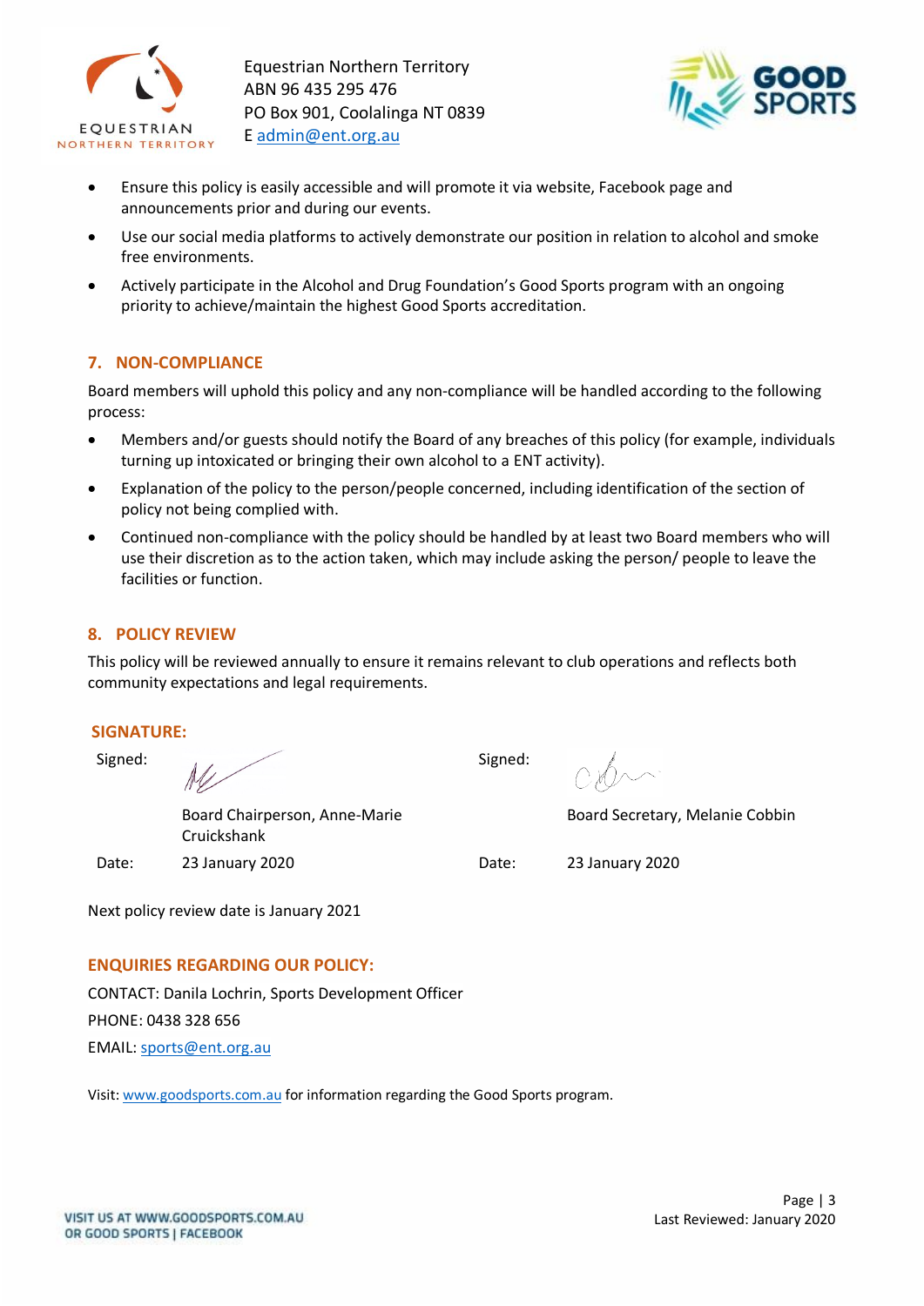- Ensure this policy is easily accessible and will promote it via website, Facebook page and announcements prior and during our events.
- Use our social media platforms to actively demonstrate our position in relation to alcohol and smoke free environments.
- Actively participate in the Alcohol and Drug Foundation's Good Sports program with an ongoing priority to achieve/maintain the highest Good Sports accreditation.

## 7. NON-COMPLIANCE

Board members will uphold this policy and any non-compliance will be handled according to the following process:

- Members and/or guests should notify the Board of any breaches of this policy (for example, individuals turning up intoxicated or bringing their own alcohol to a ENT activity).
- Explanation of the policy to the person/people concerned, including identification of the section of policy not being complied with.
- Continued non-compliance with the policy should be handled by at least two Board members who will use their discretion as to the action taken, which may include asking the person/ people to leave the facilities or function.

## 8. POLICY REVIEW

This policy will be reviewed annually to ensure it remains relevant to club operations and reflects both community expectations and legal requirements.

## SIGNATURE:

| | | | |
|---|---|---|---|
| Signed: | Board Chairperson, Anne-Marie Cruickshank | Signed: | Board Secretary, Melanie Cobbin |
| Date: | 23 January 2020 | Date: | 23 January 2020 |

Next policy review date is January 2021

## ENQUIRIES REGARDING OUR POLICY:

CONTACT: Danila Lochrin, Sports Development Officer

PHONE: 0438 328 656

EMAIL: sports@ent.org.au

Visit: www.goodsports.com.au for information regarding the Good Sports program.